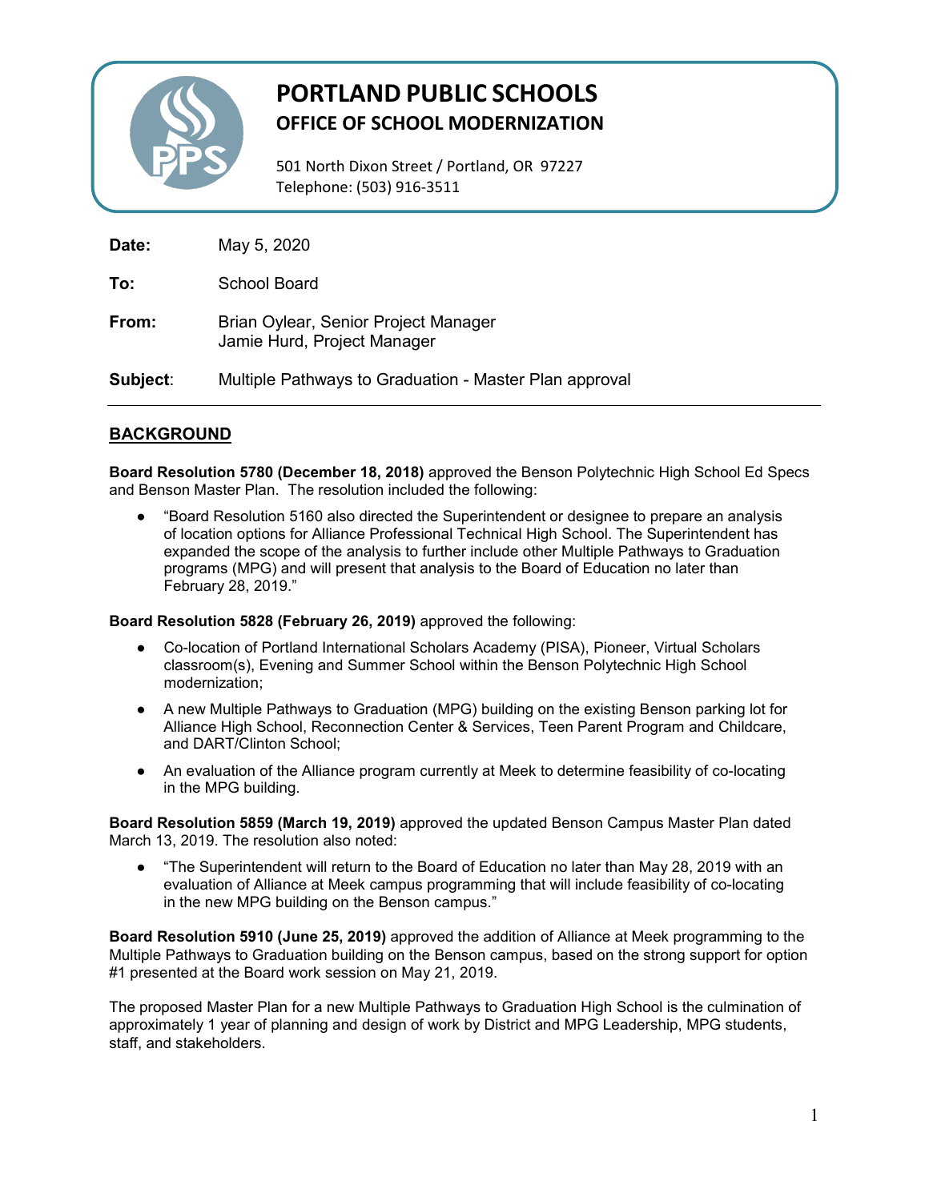# PORTLAND PUBLIC SCHOOLS
## OFFICE OF SCHOOL MODERNIZATION

501 North Dixon Street / Portland, OR 97227
Telephone: (503) 916-3511

**Date:** May 5, 2020

**To:** School Board

**From:** Brian Oylear, Senior Project Manager
Jamie Hurd, Project Manager

**Subject**: Multiple Pathways to Graduation - Master Plan approval

---

## BACKGROUND

**Board Resolution 5780 (December 18, 2018)** approved the Benson Polytechnic High School Ed Specs and Benson Master Plan. The resolution included the following:

- "Board Resolution 5160 also directed the Superintendent or designee to prepare an analysis of location options for Alliance Professional Technical High School. The Superintendent has expanded the scope of the analysis to further include other Multiple Pathways to Graduation programs (MPG) and will present that analysis to the Board of Education no later than February 28, 2019."

**Board Resolution 5828 (February 26, 2019)** approved the following:

- Co-location of Portland International Scholars Academy (PISA), Pioneer, Virtual Scholars classroom(s), Evening and Summer School within the Benson Polytechnic High School modernization;
- A new Multiple Pathways to Graduation (MPG) building on the existing Benson parking lot for Alliance High School, Reconnection Center & Services, Teen Parent Program and Childcare, and DART/Clinton School;
- An evaluation of the Alliance program currently at Meek to determine feasibility of co-locating in the MPG building.

**Board Resolution 5859 (March 19, 2019)** approved the updated Benson Campus Master Plan dated March 13, 2019. The resolution also noted:

- "The Superintendent will return to the Board of Education no later than May 28, 2019 with an evaluation of Alliance at Meek campus programming that will include feasibility of co-locating in the new MPG building on the Benson campus."

**Board Resolution 5910 (June 25, 2019)** approved the addition of Alliance at Meek programming to the Multiple Pathways to Graduation building on the Benson campus, based on the strong support for option #1 presented at the Board work session on May 21, 2019.

The proposed Master Plan for a new Multiple Pathways to Graduation High School is the culmination of approximately 1 year of planning and design of work by District and MPG Leadership, MPG students, staff, and stakeholders.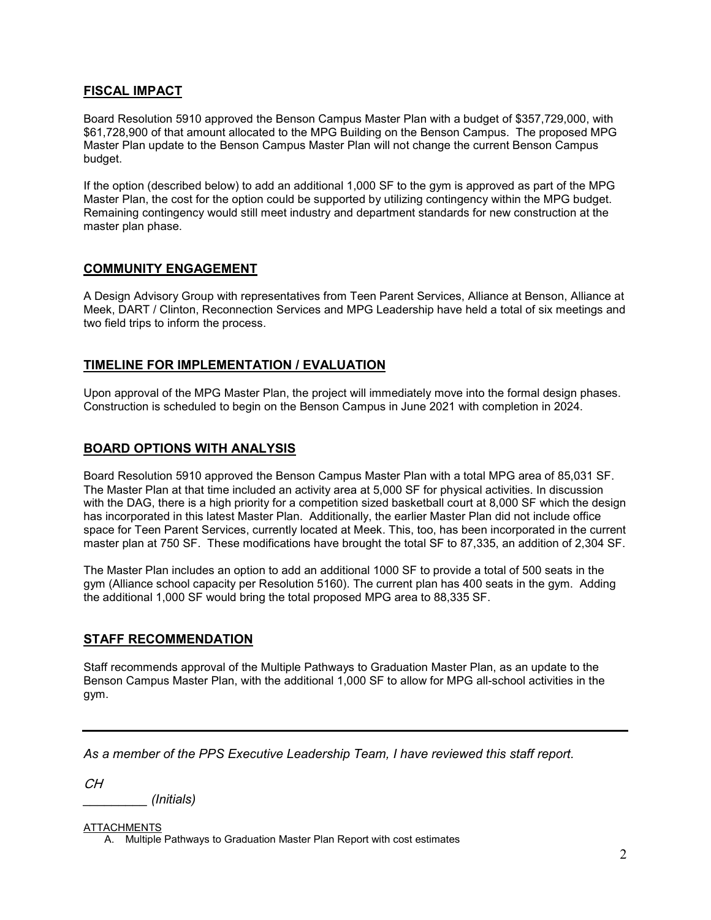## FISCAL IMPACT

Board Resolution 5910 approved the Benson Campus Master Plan with a budget of $357,729,000, with $61,728,900 of that amount allocated to the MPG Building on the Benson Campus. The proposed MPG Master Plan update to the Benson Campus Master Plan will not change the current Benson Campus budget.

If the option (described below) to add an additional 1,000 SF to the gym is approved as part of the MPG Master Plan, the cost for the option could be supported by utilizing contingency within the MPG budget. Remaining contingency would still meet industry and department standards for new construction at the master plan phase.

## COMMUNITY ENGAGEMENT

A Design Advisory Group with representatives from Teen Parent Services, Alliance at Benson, Alliance at Meek, DART / Clinton, Reconnection Services and MPG Leadership have held a total of six meetings and two field trips to inform the process.

## TIMELINE FOR IMPLEMENTATION / EVALUATION

Upon approval of the MPG Master Plan, the project will immediately move into the formal design phases. Construction is scheduled to begin on the Benson Campus in June 2021 with completion in 2024.

## BOARD OPTIONS WITH ANALYSIS

Board Resolution 5910 approved the Benson Campus Master Plan with a total MPG area of 85,031 SF. The Master Plan at that time included an activity area at 5,000 SF for physical activities. In discussion with the DAG, there is a high priority for a competition sized basketball court at 8,000 SF which the design has incorporated in this latest Master Plan. Additionally, the earlier Master Plan did not include office space for Teen Parent Services, currently located at Meek. This, too, has been incorporated in the current master plan at 750 SF. These modifications have brought the total SF to 87,335, an addition of 2,304 SF.

The Master Plan includes an option to add an additional 1000 SF to provide a total of 500 seats in the gym (Alliance school capacity per Resolution 5160). The current plan has 400 seats in the gym. Adding the additional 1,000 SF would bring the total proposed MPG area to 88,335 SF.

## STAFF RECOMMENDATION

Staff recommends approval of the Multiple Pathways to Graduation Master Plan, as an update to the Benson Campus Master Plan, with the additional 1,000 SF to allow for MPG all-school activities in the gym.

---

*As a member of the PPS Executive Leadership Team, I have reviewed this staff report.*

*CH*
_________ *(Initials)*

ATTACHMENTS

A. Multiple Pathways to Graduation Master Plan Report with cost estimates